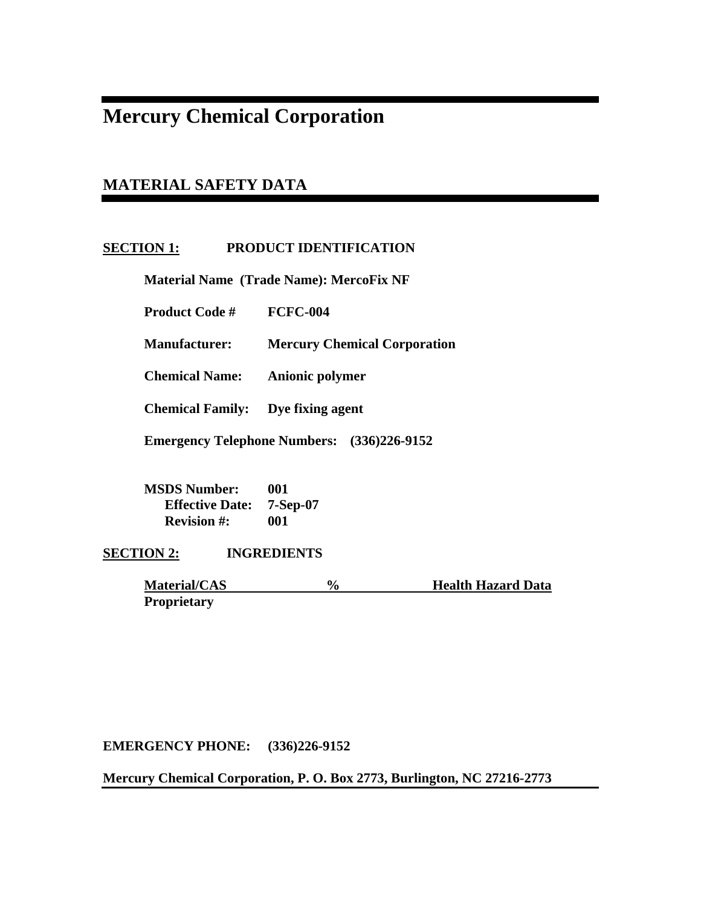# Mercury Chemical Corporation

## MATERIAL SAFETY DATA

### SECTION 1: PRODUCT IDENTIFICATION

**Material Name (Trade Name): MercoFix NF**

**Product Code #** FCFC-004

**Manufacturer:** Mercury Chemical Corporation

**Chemical Name:** Anionic polymer

**Chemical Family:** Dye fixing agent

**Emergency Telephone Numbers:** (336)226-9152

**MSDS Number:** 001
**Effective Date:** 7-Sep-07
**Revision #:** 001

### SECTION 2: INGREDIENTS

| Material/CAS | % | Health Hazard Data |
|---|---|---|
| Proprietary | | |

**EMERGENCY PHONE: (336)226-9152**

**Mercury Chemical Corporation, P. O. Box 2773, Burlington, NC 27216-2773**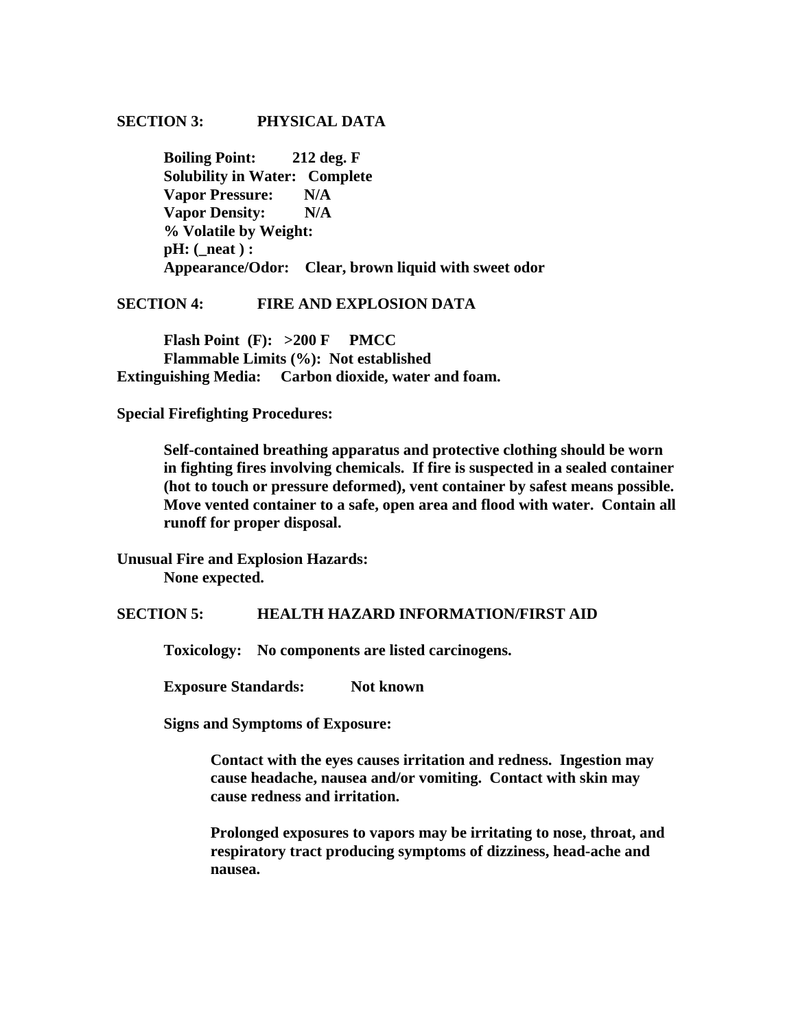## SECTION 3: PHYSICAL DATA

**Boiling Point:** 212 deg. F
**Solubility in Water:** Complete
**Vapor Pressure:** N/A
**Vapor Density:** N/A
**% Volatile by Weight:**
**pH: (_neat ) :**
**Appearance/Odor:** Clear, brown liquid with sweet odor

## SECTION 4: FIRE AND EXPLOSION DATA

**Flash Point (F):** >200 F PMCC
**Flammable Limits (%):** Not established
**Extinguishing Media:** Carbon dioxide, water and foam.

**Special Firefighting Procedures:**

Self-contained breathing apparatus and protective clothing should be worn in fighting fires involving chemicals. If fire is suspected in a sealed container (hot to touch or pressure deformed), vent container by safest means possible. Move vented container to a safe, open area and flood with water. Contain all runoff for proper disposal.

**Unusual Fire and Explosion Hazards:**
None expected.

## SECTION 5: HEALTH HAZARD INFORMATION/FIRST AID

**Toxicology:** No components are listed carcinogens.

**Exposure Standards:** Not known

**Signs and Symptoms of Exposure:**

Contact with the eyes causes irritation and redness. Ingestion may cause headache, nausea and/or vomiting. Contact with skin may cause redness and irritation.

Prolonged exposures to vapors may be irritating to nose, throat, and respiratory tract producing symptoms of dizziness, head-ache and nausea.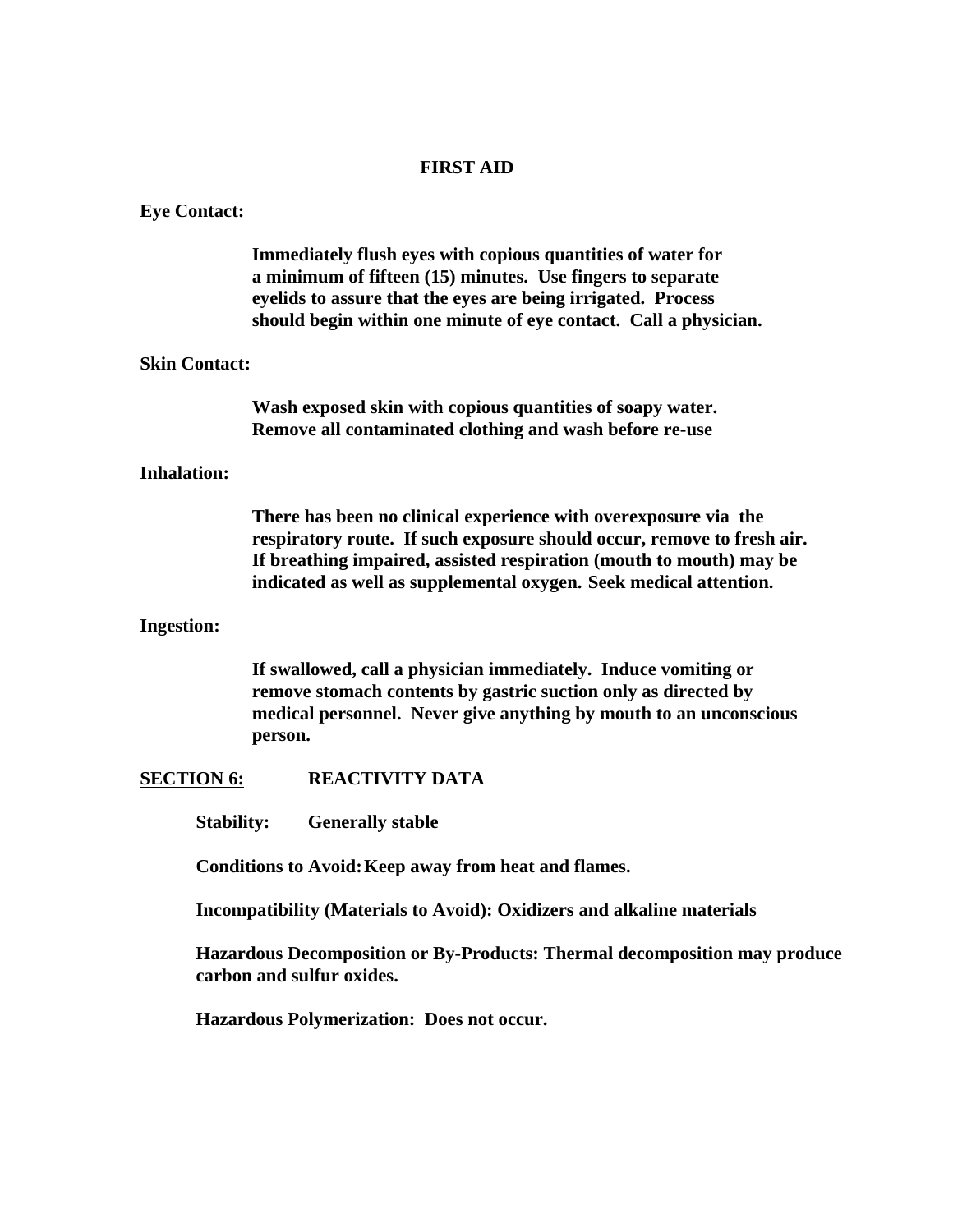## FIRST AID

**Eye Contact:**

**Immediately flush eyes with copious quantities of water for a minimum of fifteen (15) minutes. Use fingers to separate eyelids to assure that the eyes are being irrigated. Process should begin within one minute of eye contact. Call a physician.**

**Skin Contact:**

**Wash exposed skin with copious quantities of soapy water. Remove all contaminated clothing and wash before re-use**

**Inhalation:**

**There has been no clinical experience with overexposure via the respiratory route. If such exposure should occur, remove to fresh air. If breathing impaired, assisted respiration (mouth to mouth) may be indicated as well as supplemental oxygen. Seek medical attention.**

**Ingestion:**

**If swallowed, call a physician immediately. Induce vomiting or remove stomach contents by gastric suction only as directed by medical personnel. Never give anything by mouth to an unconscious person.**

## SECTION 6: REACTIVITY DATA

**Stability: Generally stable**

**Conditions to Avoid: Keep away from heat and flames.**

**Incompatibility (Materials to Avoid): Oxidizers and alkaline materials**

**Hazardous Decomposition or By-Products: Thermal decomposition may produce carbon and sulfur oxides.**

**Hazardous Polymerization: Does not occur.**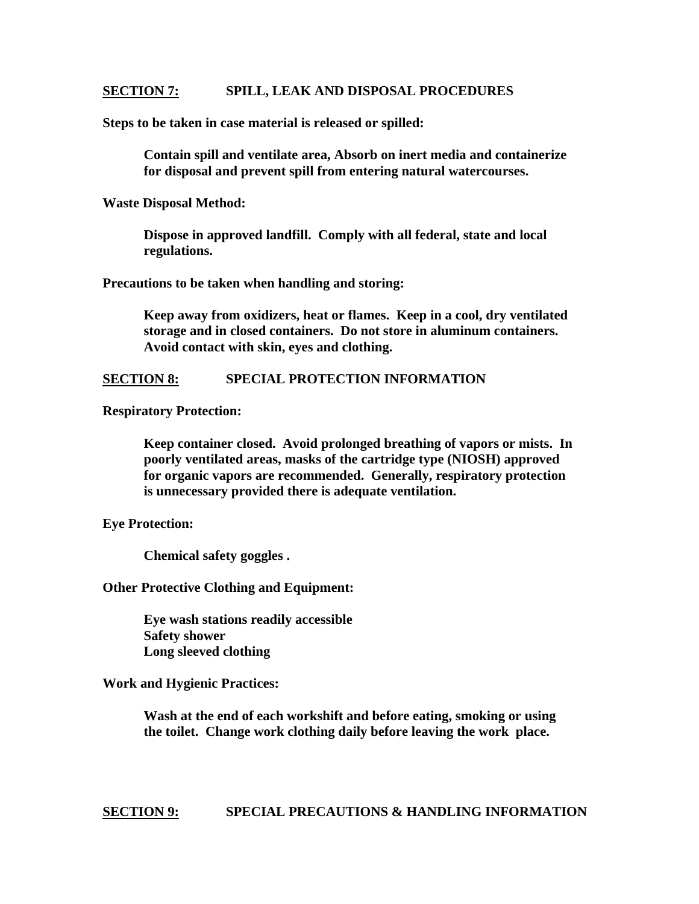## SECTION 7: SPILL, LEAK AND DISPOSAL PROCEDURES

**Steps to be taken in case material is released or spilled:**

**Contain spill and ventilate area, Absorb on inert media and containerize for disposal and prevent spill from entering natural watercourses.**

**Waste Disposal Method:**

**Dispose in approved landfill. Comply with all federal, state and local regulations.**

**Precautions to be taken when handling and storing:**

**Keep away from oxidizers, heat or flames. Keep in a cool, dry ventilated storage and in closed containers. Do not store in aluminum containers. Avoid contact with skin, eyes and clothing.**

## SECTION 8: SPECIAL PROTECTION INFORMATION

**Respiratory Protection:**

**Keep container closed. Avoid prolonged breathing of vapors or mists. In poorly ventilated areas, masks of the cartridge type (NIOSH) approved for organic vapors are recommended. Generally, respiratory protection is unnecessary provided there is adequate ventilation.**

**Eye Protection:**

**Chemical safety goggles .**

**Other Protective Clothing and Equipment:**

**Eye wash stations readily accessible**
**Safety shower**
**Long sleeved clothing**

**Work and Hygienic Practices:**

**Wash at the end of each workshift and before eating, smoking or using the toilet. Change work clothing daily before leaving the work place.**

## SECTION 9: SPECIAL PRECAUTIONS & HANDLING INFORMATION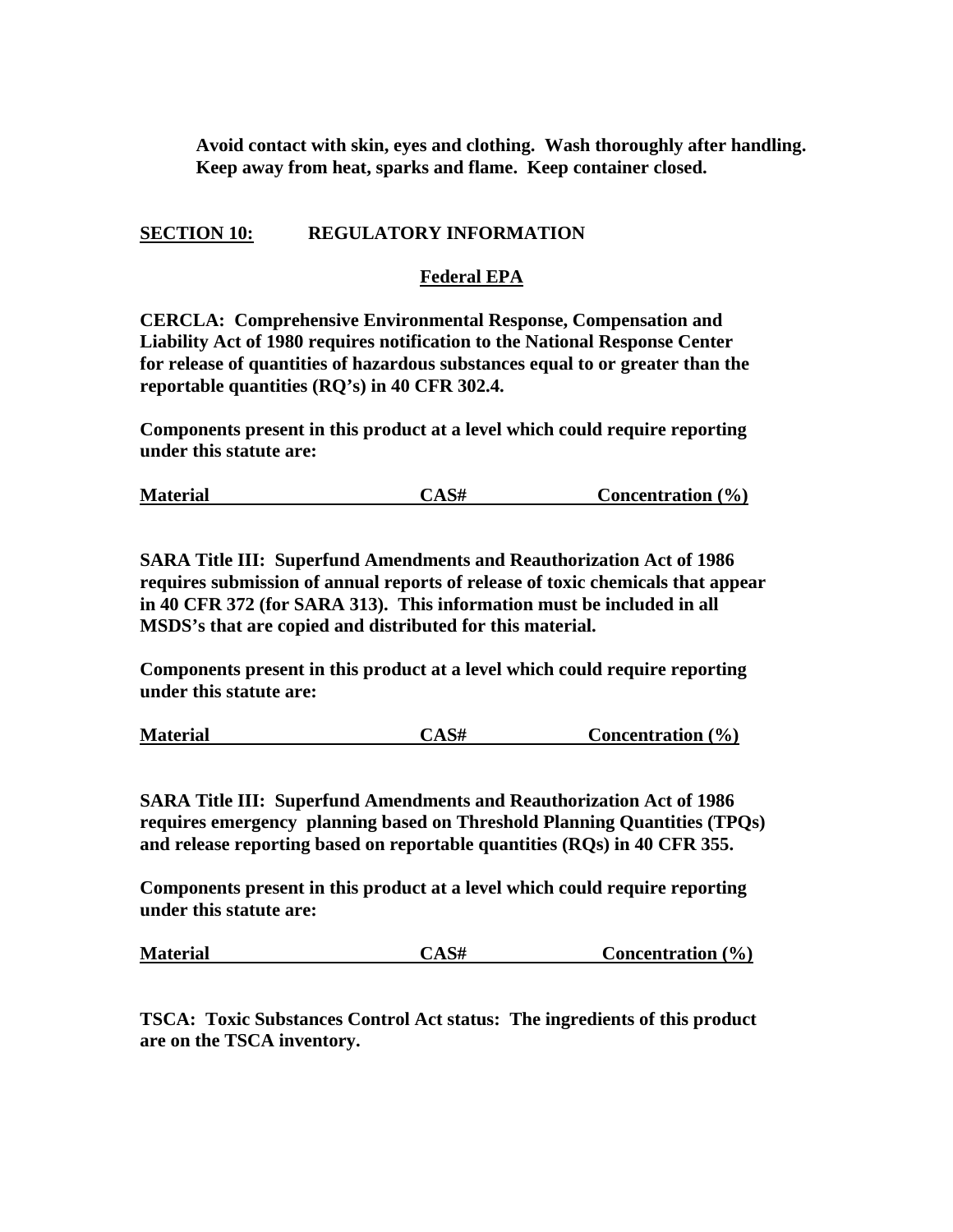**Avoid contact with skin, eyes and clothing. Wash thoroughly after handling. Keep away from heat, sparks and flame. Keep container closed.**

## SECTION 10: REGULATORY INFORMATION

### Federal EPA

**CERCLA: Comprehensive Environmental Response, Compensation and Liability Act of 1980 requires notification to the National Response Center for release of quantities of hazardous substances equal to or greater than the reportable quantities (RQ's) in 40 CFR 302.4.**

**Components present in this product at a level which could require reporting under this statute are:**

| Material | CAS# | Concentration (%) |
| --- | --- | --- |

**SARA Title III: Superfund Amendments and Reauthorization Act of 1986 requires submission of annual reports of release of toxic chemicals that appear in 40 CFR 372 (for SARA 313). This information must be included in all MSDS's that are copied and distributed for this material.**

**Components present in this product at a level which could require reporting under this statute are:**

| Material | CAS# | Concentration (%) |
| --- | --- | --- |

**SARA Title III: Superfund Amendments and Reauthorization Act of 1986 requires emergency planning based on Threshold Planning Quantities (TPQs) and release reporting based on reportable quantities (RQs) in 40 CFR 355.**

**Components present in this product at a level which could require reporting under this statute are:**

| Material | CAS# | Concentration (%) |
| --- | --- | --- |

**TSCA: Toxic Substances Control Act status: The ingredients of this product are on the TSCA inventory.**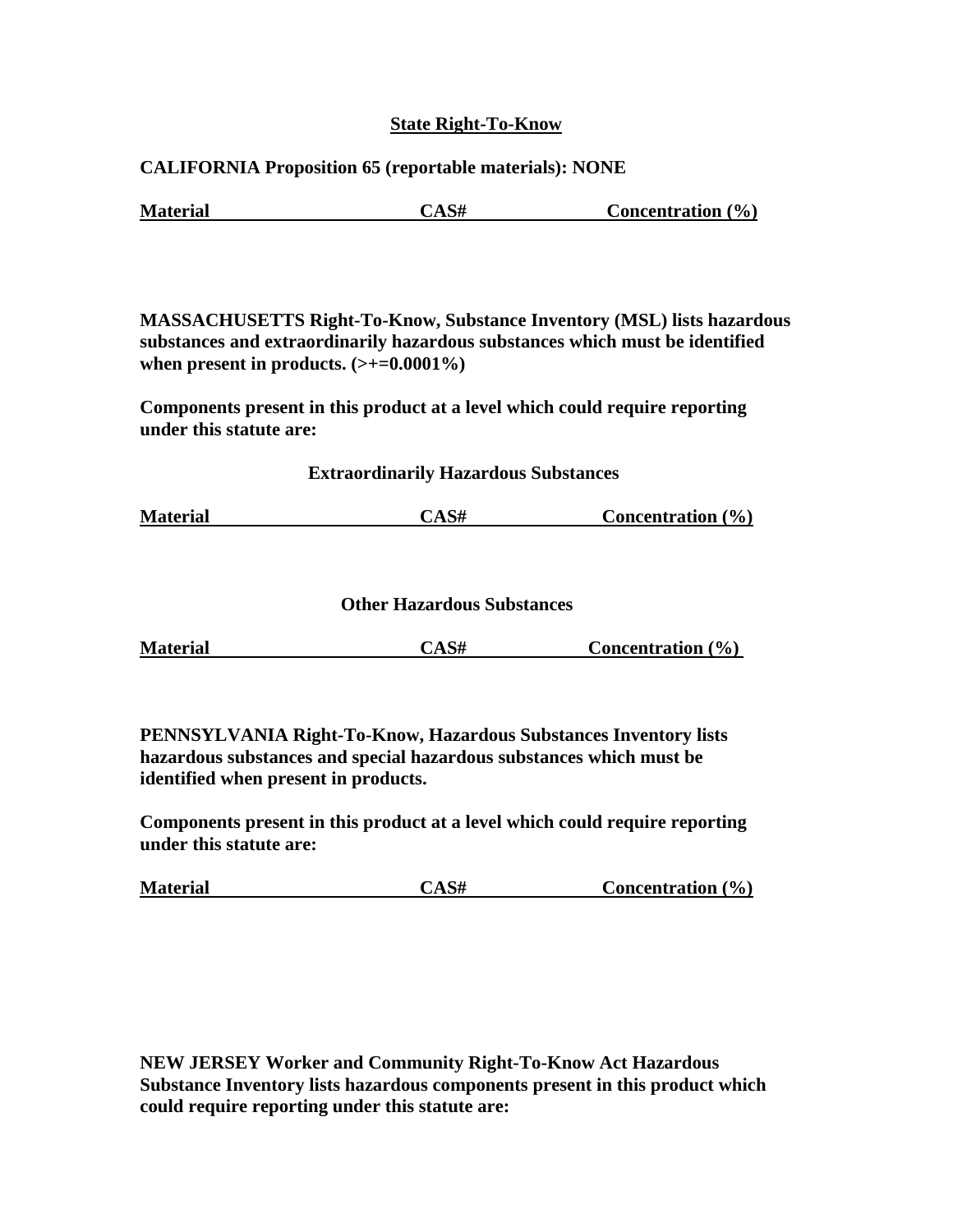## State Right-To-Know

**CALIFORNIA Proposition 65 (reportable materials): NONE**

| Material | CAS# | Concentration (%) |
| --- | --- | --- |

**MASSACHUSETTS Right-To-Know, Substance Inventory (MSL) lists hazardous substances and extraordinarily hazardous substances which must be identified when present in products. (>+=0.0001%)**

**Components present in this product at a level which could require reporting under this statute are:**

**Extraordinarily Hazardous Substances**

| Material | CAS# | Concentration (%) |
| --- | --- | --- |

**Other Hazardous Substances**

| Material | CAS# | Concentration (%) |
| --- | --- | --- |

**PENNSYLVANIA Right-To-Know, Hazardous Substances Inventory lists hazardous substances and special hazardous substances which must be identified when present in products.**

**Components present in this product at a level which could require reporting under this statute are:**

| Material | CAS# | Concentration (%) |
| --- | --- | --- |

**NEW JERSEY Worker and Community Right-To-Know Act Hazardous Substance Inventory lists hazardous components present in this product which could require reporting under this statute are:**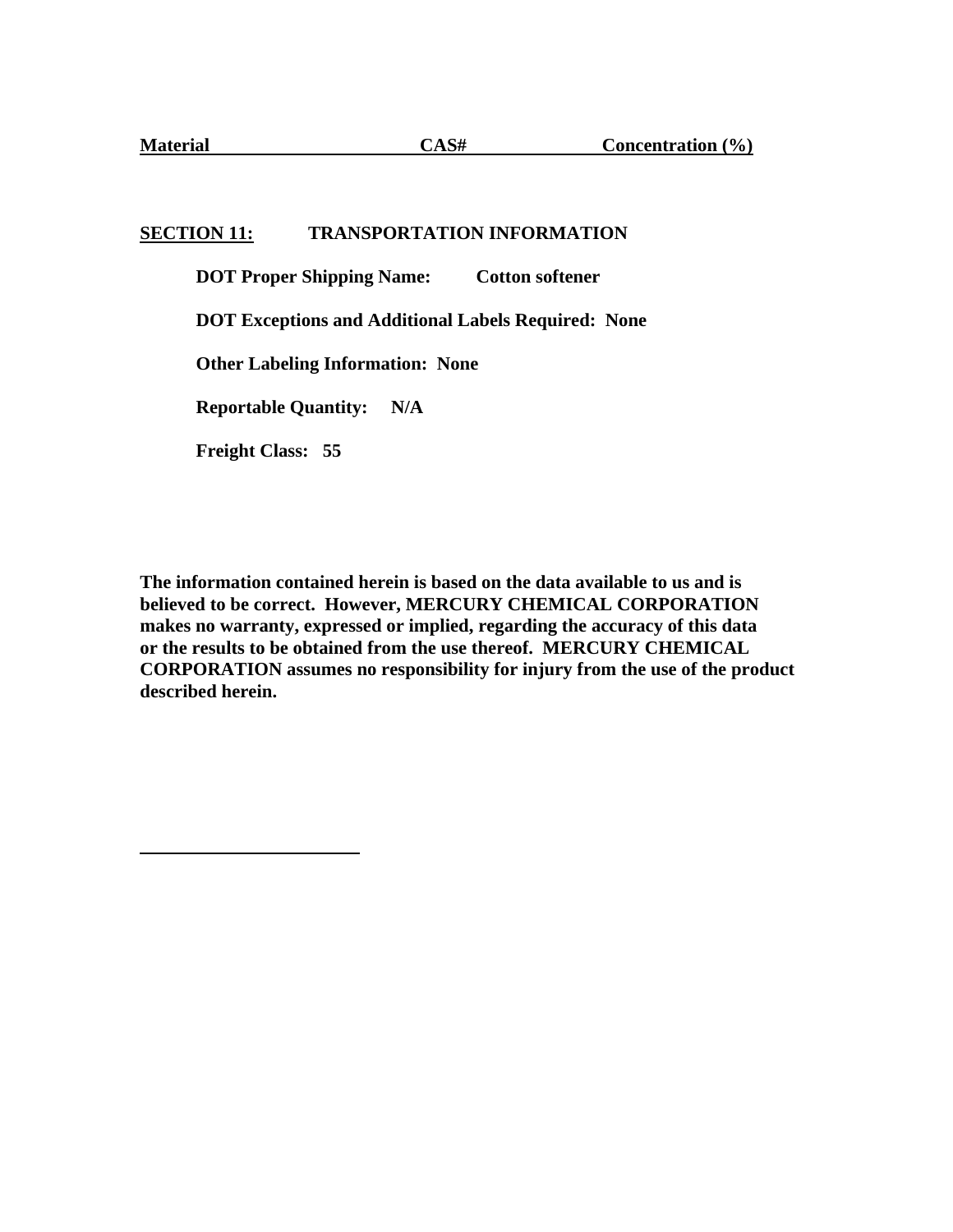| Material | CAS# | Concentration (%) |
| --- | --- | --- |

## SECTION 11: TRANSPORTATION INFORMATION

**DOT Proper Shipping Name: Cotton softener**

**DOT Exceptions and Additional Labels Required: None**

**Other Labeling Information: None**

**Reportable Quantity: N/A**

**Freight Class: 55**

**The information contained herein is based on the data available to us and is believed to be correct. However, MERCURY CHEMICAL CORPORATION makes no warranty, expressed or implied, regarding the accuracy of this data or the results to be obtained from the use thereof. MERCURY CHEMICAL CORPORATION assumes no responsibility for injury from the use of the product described herein.**